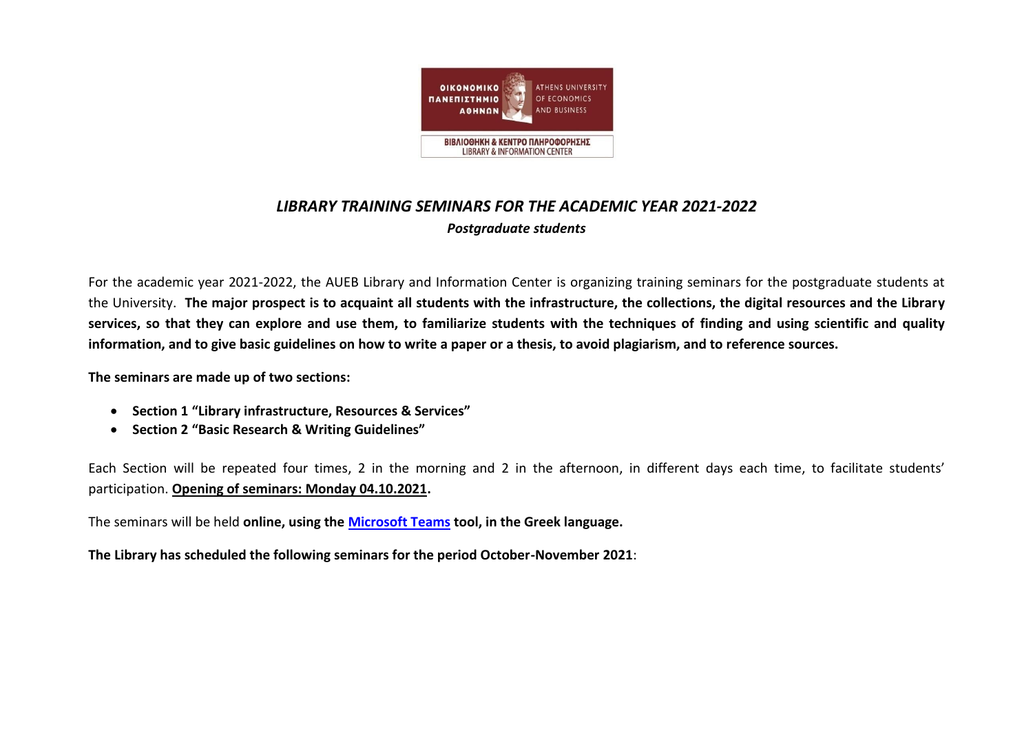ΟΙΚΟΝΟΜΙΚΟ ΠΑΝΕΠΙΣΤΗΜΙΟ ΑΘΗΝΩΝ
ATHENS UNIVERSITY OF ECONOMICS AND BUSINESS

ΒΙΒΛΙΟΘΗΚΗ & ΚΕΝΤΡΟ ΠΛΗΡΟΦΟΡΗΣΗΣ
LIBRARY & INFORMATION CENTER

# *LIBRARY TRAINING SEMINARS FOR THE ACADEMIC YEAR 2021-2022*

## ***Postgraduate students***

For the academic year 2021-2022, the AUEB Library and Information Center is organizing training seminars for the postgraduate students at the University. **The major prospect is to acquaint all students with the infrastructure, the collections, the digital resources and the Library services, so that they can explore and use them, to familiarize students with the techniques of finding and using scientific and quality information, and to give basic guidelines on how to write a paper or a thesis, to avoid plagiarism, and to reference sources.**

**The seminars are made up of two sections:**

- **Section 1 "Library infrastructure, Resources & Services"**
- **Section 2 "Basic Research & Writing Guidelines"**

Each Section will be repeated four times, 2 in the morning and 2 in the afternoon, in different days each time, to facilitate students' participation. **Opening of seminars: Monday 04.10.2021.**

The seminars will be held **online, using the Microsoft Teams tool, in the Greek language.**

**The Library has scheduled the following seminars for the period October-November 2021**: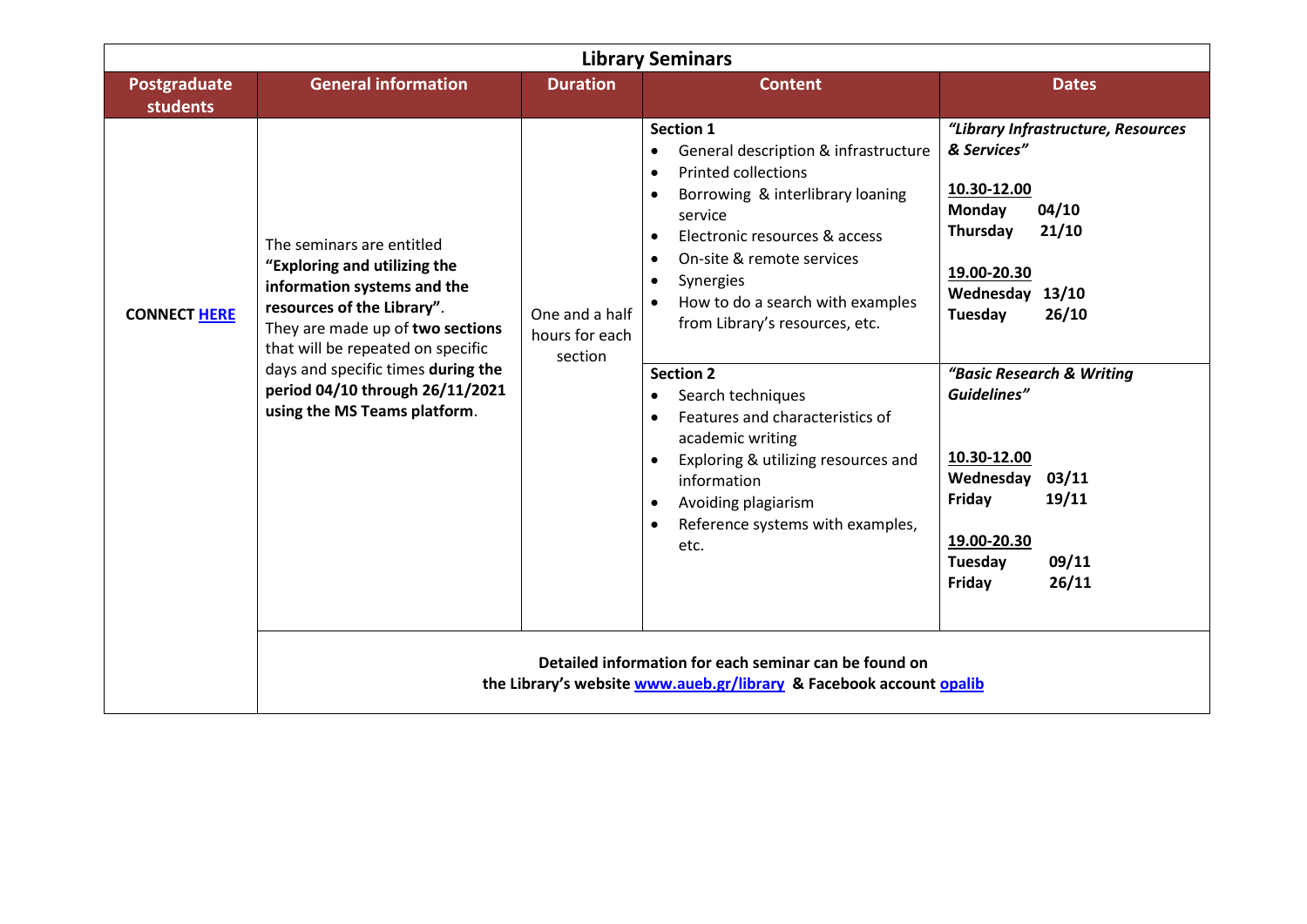| Library Seminars | | | | |
|---|---|---|---|---|
| **Postgraduate students** | **General information** | **Duration** | **Content** | **Dates** |
| **CONNECT HERE** | The seminars are entitled **"Exploring and utilizing the information systems and the resources of the Library"**. They are made up of **two sections** that will be repeated on specific days and specific times **during the period 04/10 through 26/11/2021 using the MS Teams platform**. | One and a half hours for each section | **Section 1**<br>• General description & infrastructure<br>• Printed collections<br>• Borrowing & interlibrary loaning service<br>• Electronic resources & access<br>• On-site & remote services<br>• Synergies<br>• How to do a search with examples from Library's resources, etc. | ***"Library Infrastructure, Resources & Services"***<br><br>**10.30-12.00**<br>**Monday 04/10**<br>**Thursday 21/10**<br><br>**19.00-20.30**<br>**Wednesday 13/10**<br>**Tuesday 26/10** |
| | | | **Section 2**<br>• Search techniques<br>• Features and characteristics of academic writing<br>• Exploring & utilizing resources and information<br>• Avoiding plagiarism<br>• Reference systems with examples, etc. | ***"Basic Research & Writing Guidelines"***<br><br>**10.30-12.00**<br>**Wednesday 03/11**<br>**Friday 19/11**<br><br>**19.00-20.30**<br>**Tuesday 09/11**<br>**Friday 26/11** |
| | **Detailed information for each seminar can be found on the Library's website www.aueb.gr/library & Facebook account opalib** | | | |